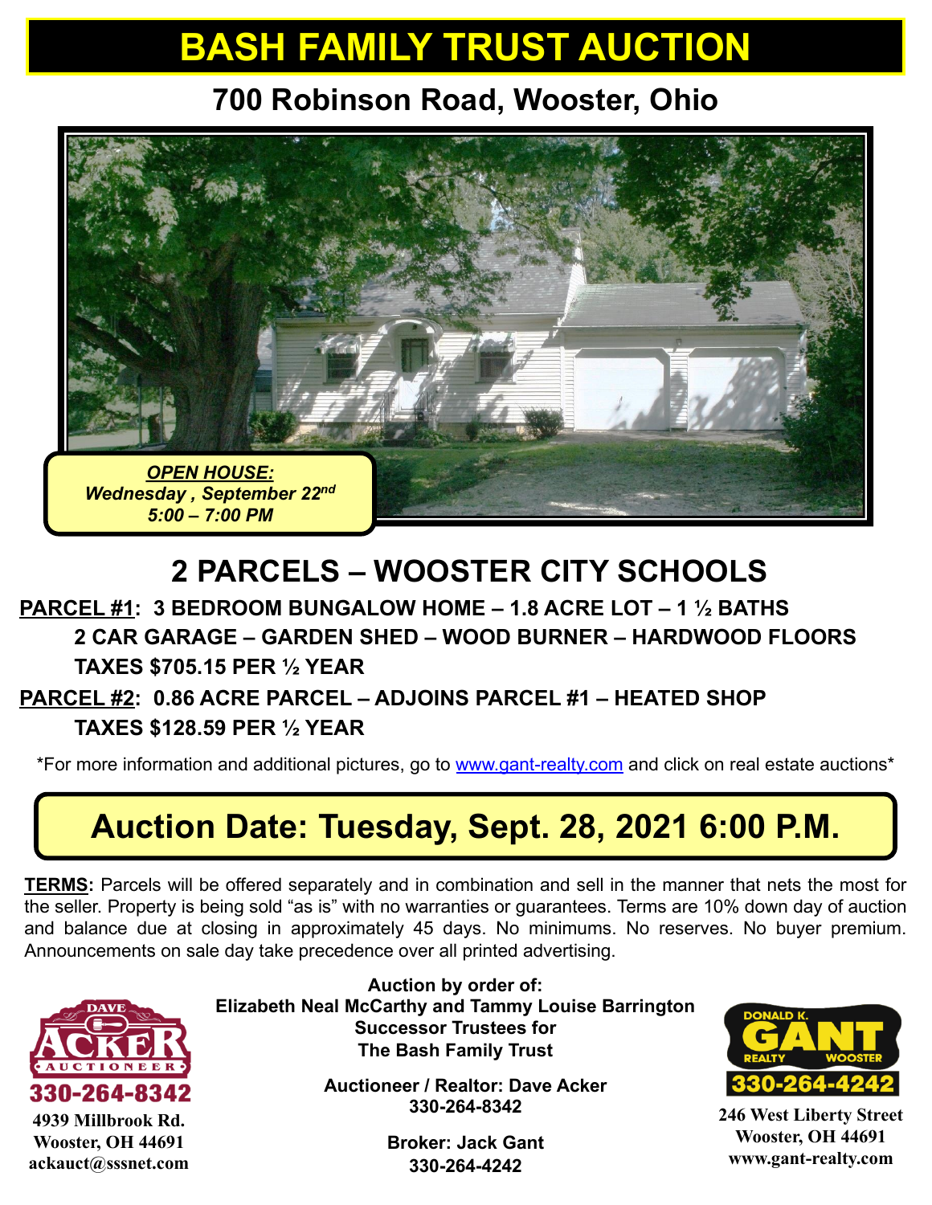# BASH FAMILY TRUST AUCTION

## 700 Robinson Road, Wooster, Ohio

***OPEN HOUSE:***
***Wednesday , September 22nd***
***5:00 – 7:00 PM***

## 2 PARCELS – WOOSTER CITY SCHOOLS

**PARCEL #1: 3 BEDROOM BUNGALOW HOME – 1.8 ACRE LOT – 1 ½ BATHS**
**2 CAR GARAGE – GARDEN SHED – WOOD BURNER – HARDWOOD FLOORS**
**TAXES $705.15 PER ½ YEAR**

**PARCEL #2: 0.86 ACRE PARCEL – ADJOINS PARCEL #1 – HEATED SHOP**
**TAXES $128.59 PER ½ YEAR**

*For more information and additional pictures, go to www.gant-realty.com and click on real estate auctions*

## Auction Date: Tuesday, Sept. 28, 2021 6:00 P.M.

**TERMS:** Parcels will be offered separately and in combination and sell in the manner that nets the most for the seller. Property is being sold "as is" with no warranties or guarantees. Terms are 10% down day of auction and balance due at closing in approximately 45 days. No minimums. No reserves. No buyer premium. Announcements on sale day take precedence over all printed advertising.

**Auction by order of:**
**Elizabeth Neal McCarthy and Tammy Louise Barrington**
**Successor Trustees for**
**The Bash Family Trust**

**Auctioneer / Realtor: Dave Acker**
**330-264-8342**

**Broker: Jack Gant**
**330-264-4242**

DAVE ACKER AUCTIONEER
330-264-8342
4939 Millbrook Rd.
Wooster, OH 44691
ackauct@sssnet.com

DONALD K. GANT REALTY WOOSTER
330-264-4242
246 West Liberty Street
Wooster, OH 44691
www.gant-realty.com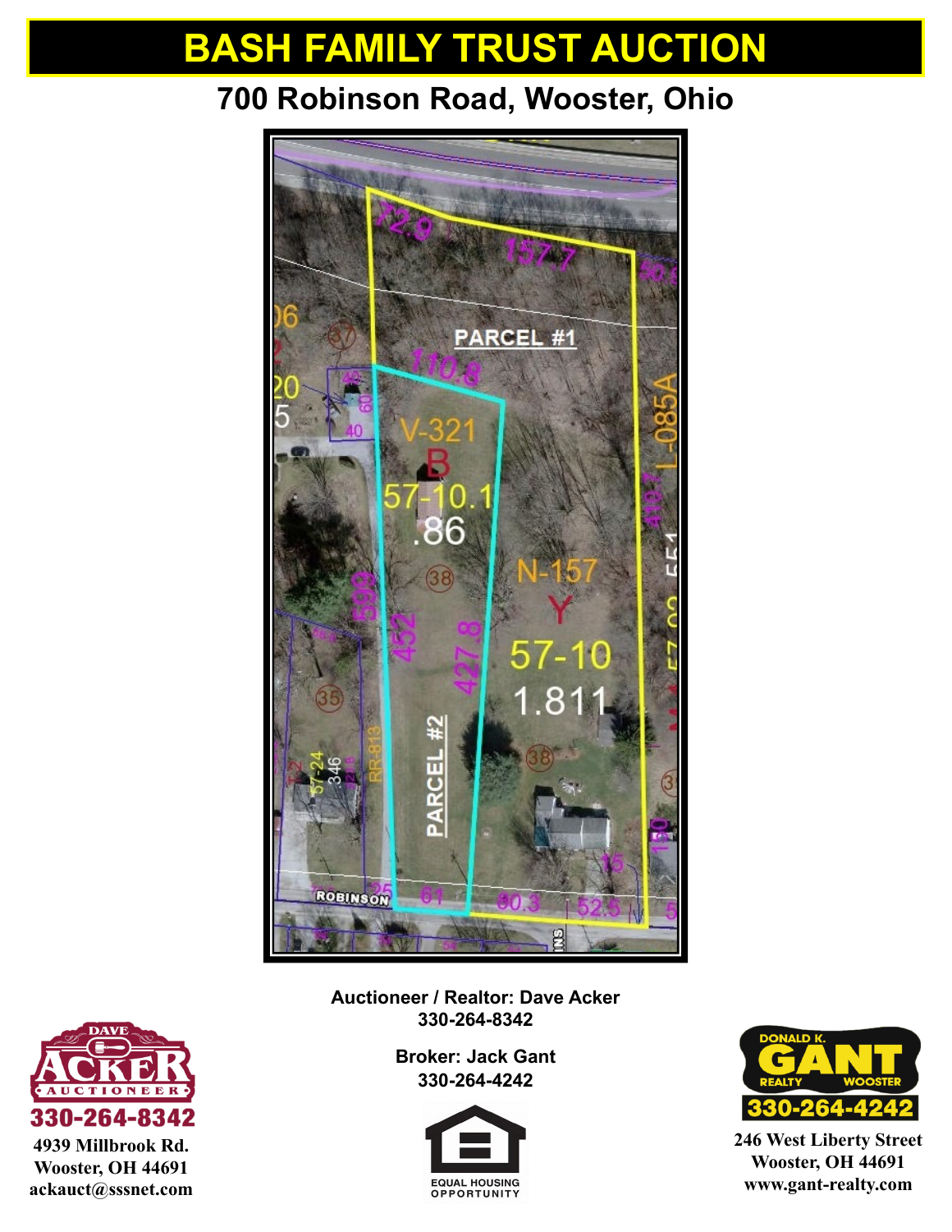# BASH FAMILY TRUST AUCTION

## 700 Robinson Road, Wooster, Ohio

PARCEL #1

PARCEL #2

72.9

157.7

110.8

V-321

B

57-10.1

.86

N-157

Y

57-10

1.811

452

427.8

599

410.7

L-085A

61

80.3

52.5

ROBINSON

**Auctioneer / Realtor: Dave Acker**
**330-264-8342**

**Broker: Jack Gant**
**330-264-4242**

EQUAL HOUSING OPPORTUNITY

DAVE ACKER AUCTIONEER
330-264-8342
4939 Millbrook Rd.
Wooster, OH 44691
ackauct@sssnet.com

DONALD K. GANT REALTY WOOSTER
330-264-4242
246 West Liberty Street
Wooster, OH 44691
www.gant-realty.com